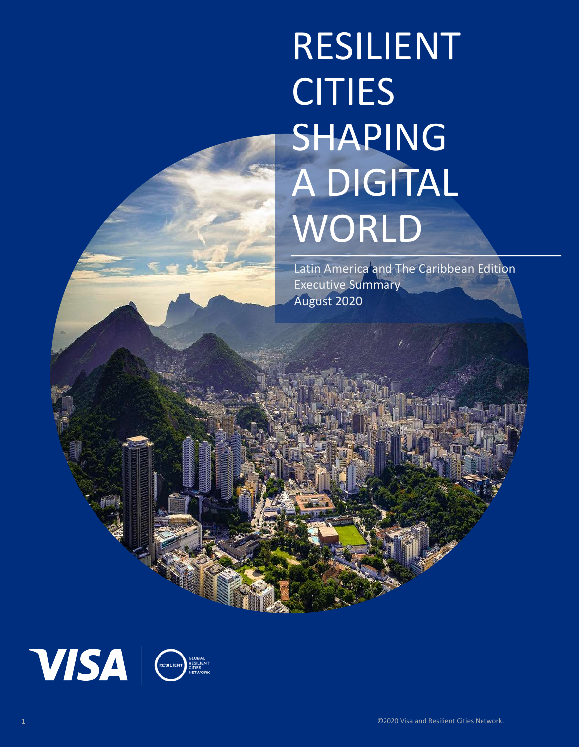# RESILIENT CITIES SHAPING A DIGITAL WORLD

Latin America and The Caribbean Edition
Executive Summary
August 2020

©2020 Visa and Resilient Cities Network.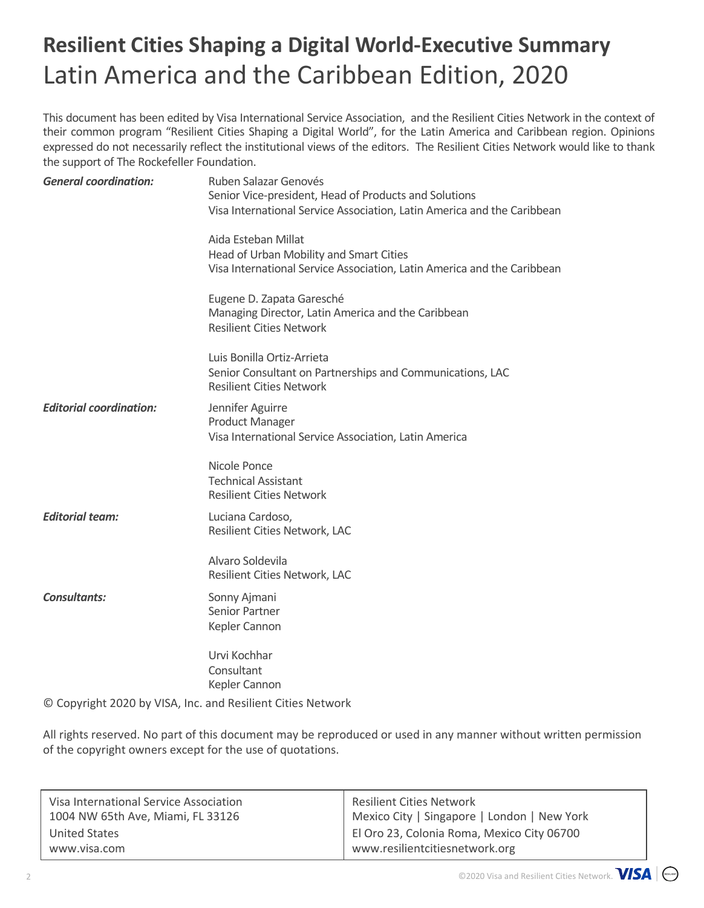# Resilient Cities Shaping a Digital World-Executive Summary
## Latin America and the Caribbean Edition, 2020

This document has been edited by Visa International Service Association, and the Resilient Cities Network in the context of their common program "Resilient Cities Shaping a Digital World", for the Latin America and Caribbean region. Opinions expressed do not necessarily reflect the institutional views of the editors. The Resilient Cities Network would like to thank the support of The Rockefeller Foundation.

***General coordination:***

Ruben Salazar Genovés
Senior Vice-president, Head of Products and Solutions
Visa International Service Association, Latin America and the Caribbean

Aida Esteban Millat
Head of Urban Mobility and Smart Cities
Visa International Service Association, Latin America and the Caribbean

Eugene D. Zapata Garesché
Managing Director, Latin America and the Caribbean
Resilient Cities Network

Luis Bonilla Ortiz-Arrieta
Senior Consultant on Partnerships and Communications, LAC
Resilient Cities Network

***Editorial coordination:***

Jennifer Aguirre
Product Manager
Visa International Service Association, Latin America

Nicole Ponce
Technical Assistant
Resilient Cities Network

***Editorial team:***

Luciana Cardoso,
Resilient Cities Network, LAC

Alvaro Soldevila
Resilient Cities Network, LAC

***Consultants:***

Sonny Ajmani
Senior Partner
Kepler Cannon

Urvi Kochhar
Consultant
Kepler Cannon

© Copyright 2020 by VISA, Inc. and Resilient Cities Network

All rights reserved. No part of this document may be reproduced or used in any manner without written permission of the copyright owners except for the use of quotations.

| | |
|---|---|
| Visa International Service Association<br>1004 NW 65th Ave, Miami, FL 33126<br>United States<br>www.visa.com | Resilient Cities Network<br>Mexico City \| Singapore \| London \| New York<br>El Oro 23, Colonia Roma, Mexico City 06700<br>www.resilientcitiesnetwork.org |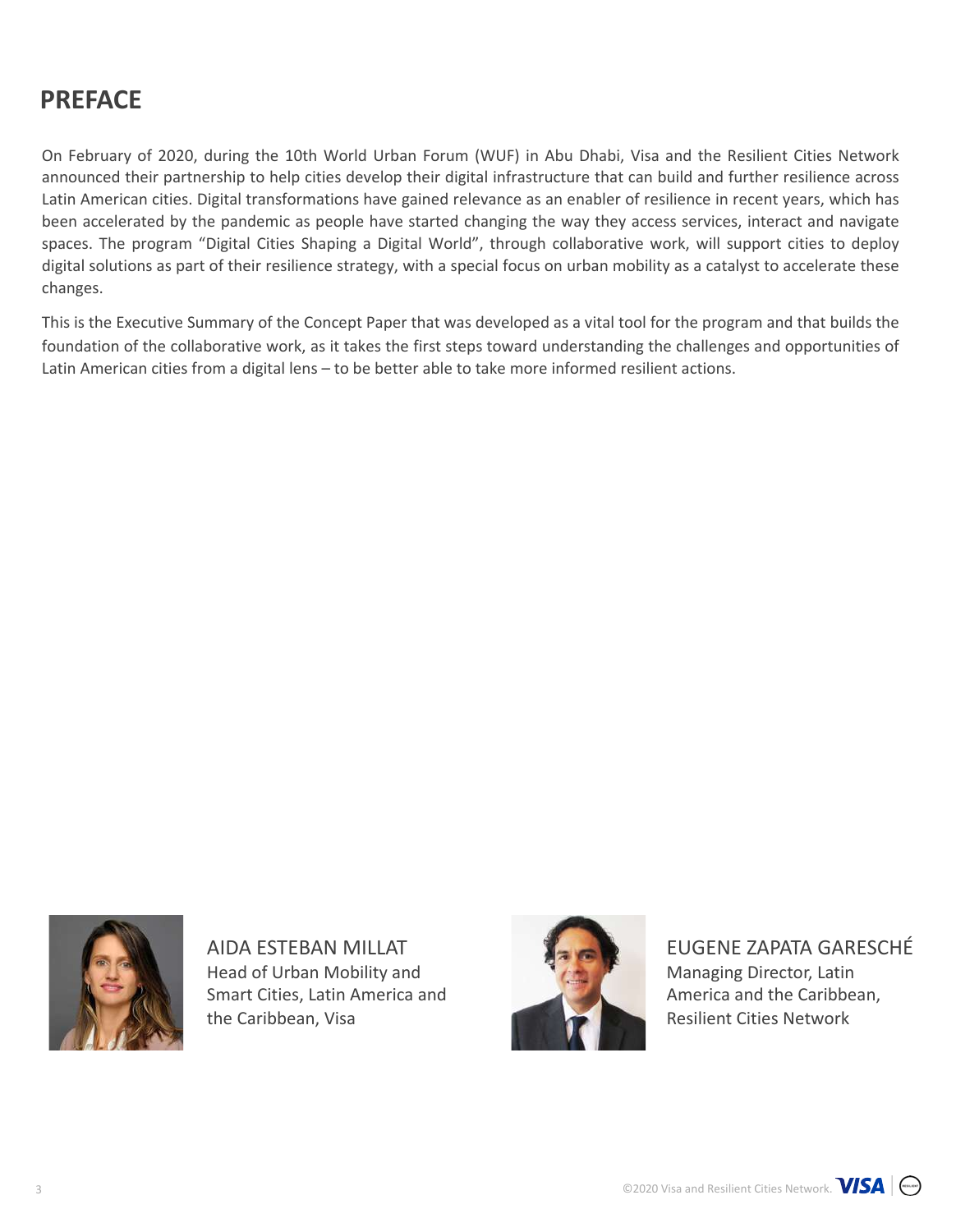## PREFACE

On February of 2020, during the 10th World Urban Forum (WUF) in Abu Dhabi, Visa and the Resilient Cities Network announced their partnership to help cities develop their digital infrastructure that can build and further resilience across Latin American cities. Digital transformations have gained relevance as an enabler of resilience in recent years, which has been accelerated by the pandemic as people have started changing the way they access services, interact and navigate spaces. The program "Digital Cities Shaping a Digital World", through collaborative work, will support cities to deploy digital solutions as part of their resilience strategy, with a special focus on urban mobility as a catalyst to accelerate these changes.

This is the Executive Summary of the Concept Paper that was developed as a vital tool for the program and that builds the foundation of the collaborative work, as it takes the first steps toward understanding the challenges and opportunities of Latin American cities from a digital lens – to be better able to take more informed resilient actions.

AIDA ESTEBAN MILLAT
Head of Urban Mobility and Smart Cities, Latin America and the Caribbean, Visa

EUGENE ZAPATA GARESCHÉ
Managing Director, Latin America and the Caribbean, Resilient Cities Network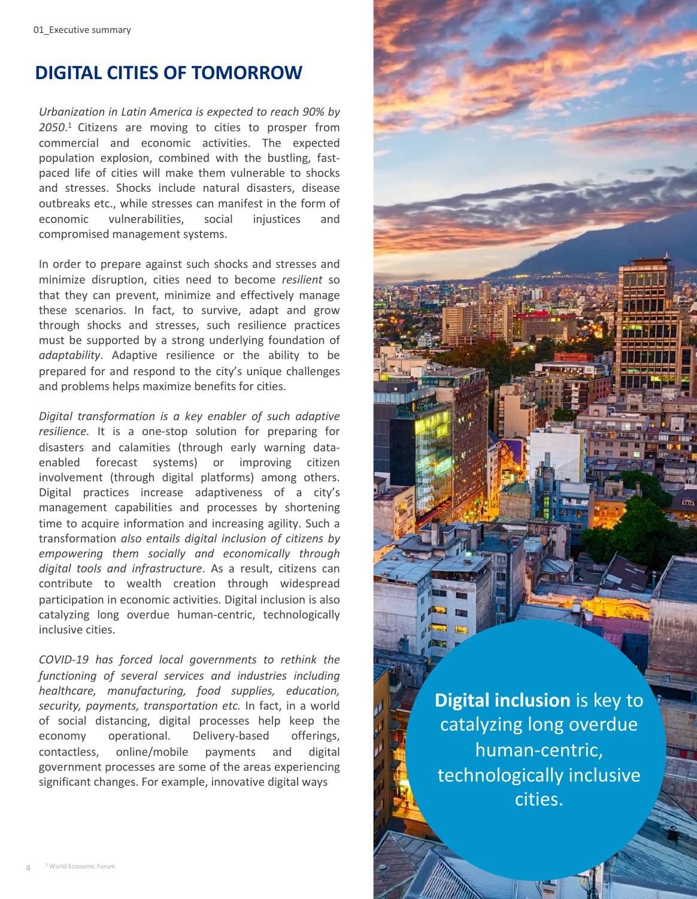## DIGITAL CITIES OF TOMORROW

*Urbanization in Latin America is expected to reach 90% by 2050*.[1] Citizens are moving to cities to prosper from commercial and economic activities. The expected population explosion, combined with the bustling, fast-paced life of cities will make them vulnerable to shocks and stresses. Shocks include natural disasters, disease outbreaks etc., while stresses can manifest in the form of economic vulnerabilities, social injustices and compromised management systems.

In order to prepare against such shocks and stresses and minimize disruption, cities need to become *resilient* so that they can prevent, minimize and effectively manage these scenarios. In fact, to survive, adapt and grow through shocks and stresses, such resilience practices must be supported by a strong underlying foundation of *adaptability*. Adaptive resilience or the ability to be prepared for and respond to the city's unique challenges and problems helps maximize benefits for cities.

*Digital transformation is a key enabler of such adaptive resilience*. It is a one-stop solution for preparing for disasters and calamities (through early warning data-enabled forecast systems) or improving citizen involvement (through digital platforms) among others. Digital practices increase adaptiveness of a city's management capabilities and processes by shortening time to acquire information and increasing agility. Such a transformation *also entails digital inclusion of citizens by empowering them socially and economically through digital tools and infrastructure*. As a result, citizens can contribute to wealth creation through widespread participation in economic activities. Digital inclusion is also catalyzing long overdue human-centric, technologically inclusive cities.

*COVID-19 has forced local governments to rethink the functioning of several services and industries including healthcare, manufacturing, food supplies, education, security, payments, transportation etc.* In fact, in a world of social distancing, digital processes help keep the economy operational. Delivery-based offerings, contactless, online/mobile payments and digital government processes are some of the areas experiencing significant changes. For example, innovative digital ways

**Digital inclusion** is key to catalyzing long overdue human-centric, technologically inclusive cities.

[1] World Economic Forum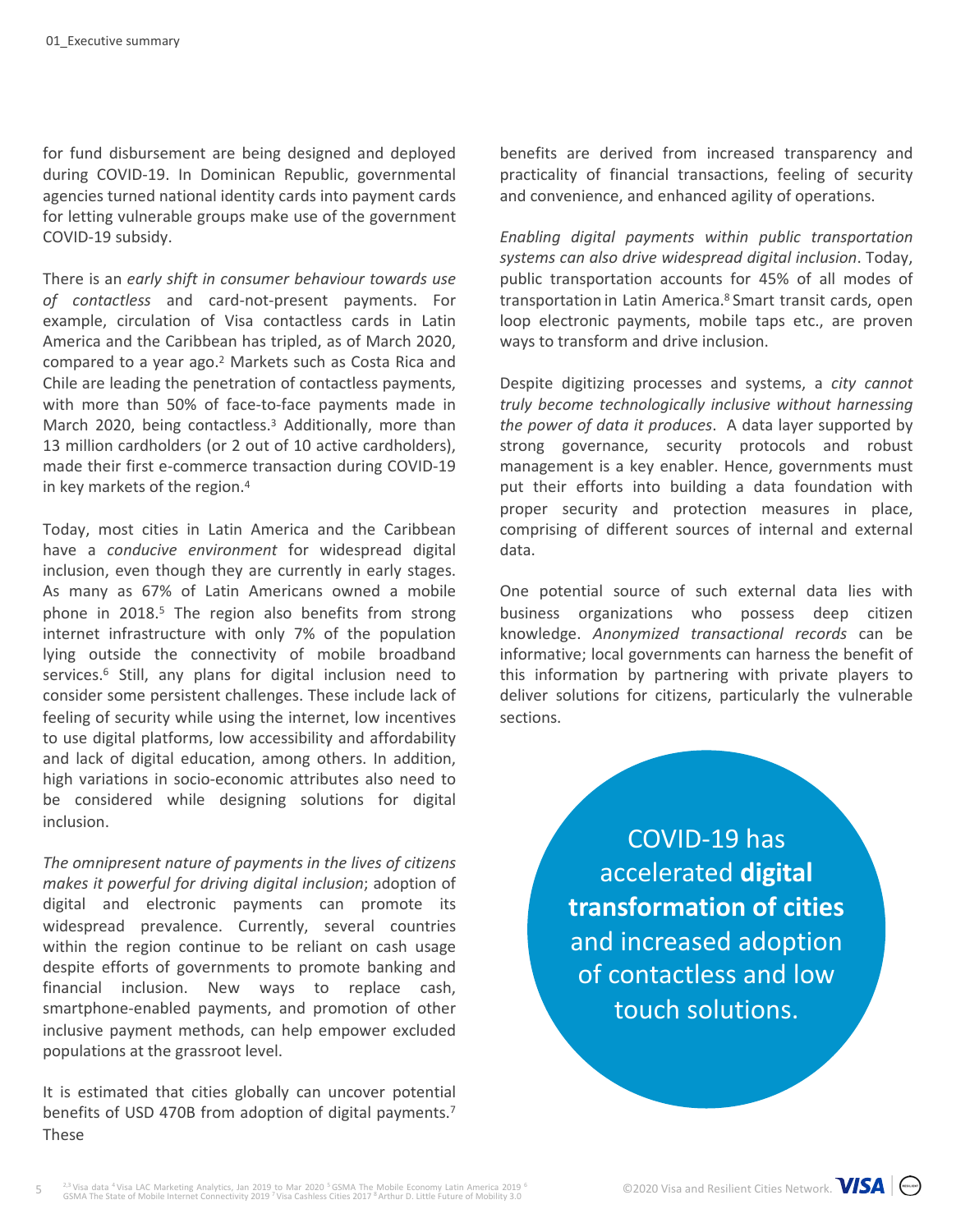for fund disbursement are being designed and deployed during COVID-19. In Dominican Republic, governmental agencies turned national identity cards into payment cards for letting vulnerable groups make use of the government COVID-19 subsidy.

There is an *early shift in consumer behaviour towards use of contactless* and card-not-present payments. For example, circulation of Visa contactless cards in Latin America and the Caribbean has tripled, as of March 2020, compared to a year ago.[2] Markets such as Costa Rica and Chile are leading the penetration of contactless payments, with more than 50% of face-to-face payments made in March 2020, being contactless.[3] Additionally, more than 13 million cardholders (or 2 out of 10 active cardholders), made their first e-commerce transaction during COVID-19 in key markets of the region.[4]

Today, most cities in Latin America and the Caribbean have a *conducive environment* for widespread digital inclusion, even though they are currently in early stages. As many as 67% of Latin Americans owned a mobile phone in 2018.[5] The region also benefits from strong internet infrastructure with only 7% of the population lying outside the connectivity of mobile broadband services.[6] Still, any plans for digital inclusion need to consider some persistent challenges. These include lack of feeling of security while using the internet, low incentives to use digital platforms, low accessibility and affordability and lack of digital education, among others. In addition, high variations in socio-economic attributes also need to be considered while designing solutions for digital inclusion.

*The omnipresent nature of payments in the lives of citizens makes it powerful for driving digital inclusion*; adoption of digital and electronic payments can promote its widespread prevalence. Currently, several countries within the region continue to be reliant on cash usage despite efforts of governments to promote banking and financial inclusion. New ways to replace cash, smartphone-enabled payments, and promotion of other inclusive payment methods, can help empower excluded populations at the grassroot level.

It is estimated that cities globally can uncover potential benefits of USD 470B from adoption of digital payments.[7] These benefits are derived from increased transparency and practicality of financial transactions, feeling of security and convenience, and enhanced agility of operations.

*Enabling digital payments within public transportation systems can also drive widespread digital inclusion*. Today, public transportation accounts for 45% of all modes of transportation in Latin America.[8] Smart transit cards, open loop electronic payments, mobile taps etc., are proven ways to transform and drive inclusion.

Despite digitizing processes and systems, a *city cannot truly become technologically inclusive without harnessing the power of data it produces*. A data layer supported by strong governance, security protocols and robust management is a key enabler. Hence, governments must put their efforts into building a data foundation with proper security and protection measures in place, comprising of different sources of internal and external data.

One potential source of such external data lies with business organizations who possess deep citizen knowledge. *Anonymized transactional records* can be informative; local governments can harness the benefit of this information by partnering with private players to deliver solutions for citizens, particularly the vulnerable sections.

COVID-19 has accelerated **digital transformation of cities** and increased adoption of contactless and low touch solutions.

[2,3] Visa data [4] Visa LAC Marketing Analytics, Jan 2019 to Mar 2020 [5] GSMA The Mobile Economy Latin America 2019 [6] GSMA The State of Mobile Internet Connectivity 2019 [7] Visa Cashless Cities 2017 [8] Arthur D. Little Future of Mobility 3.0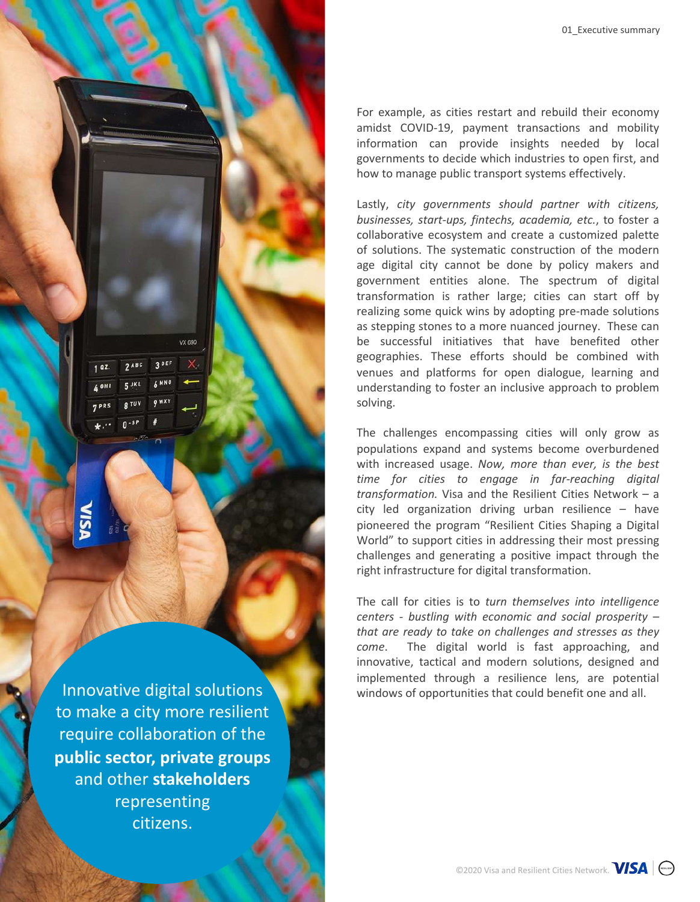For example, as cities restart and rebuild their economy amidst COVID-19, payment transactions and mobility information can provide insights needed by local governments to decide which industries to open first, and how to manage public transport systems effectively.

Lastly, *city governments should partner with citizens, businesses, start-ups, fintechs, academia, etc.*, to foster a collaborative ecosystem and create a customized palette of solutions. The systematic construction of the modern age digital city cannot be done by policy makers and government entities alone. The spectrum of digital transformation is rather large; cities can start off by realizing some quick wins by adopting pre-made solutions as stepping stones to a more nuanced journey. These can be successful initiatives that have benefited other geographies. These efforts should be combined with venues and platforms for open dialogue, learning and understanding to foster an inclusive approach to problem solving.

The challenges encompassing cities will only grow as populations expand and systems become overburdened with increased usage. *Now, more than ever, is the best time for cities to engage in far-reaching digital transformation.* Visa and the Resilient Cities Network – a city led organization driving urban resilience – have pioneered the program "Resilient Cities Shaping a Digital World" to support cities in addressing their most pressing challenges and generating a positive impact through the right infrastructure for digital transformation.

The call for cities is to *turn themselves into intelligence centers - bustling with economic and social prosperity – that are ready to take on challenges and stresses as they come*. The digital world is fast approaching, and innovative, tactical and modern solutions, designed and implemented through a resilience lens, are potential windows of opportunities that could benefit one and all.

Innovative digital solutions to make a city more resilient require collaboration of the **public sector, private groups** and other **stakeholders** representing citizens.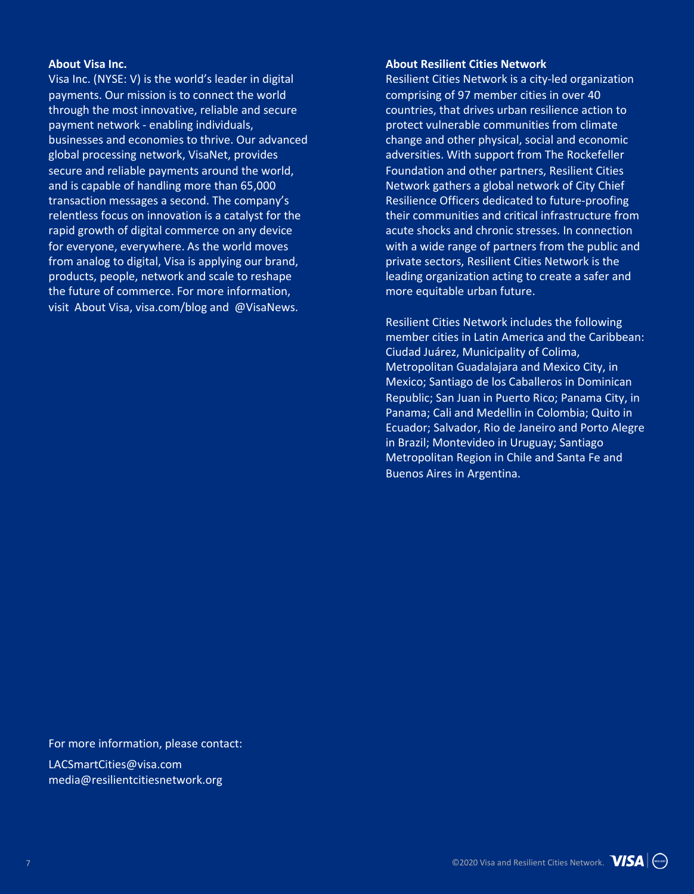## About Visa Inc.

Visa Inc. (NYSE: V) is the world's leader in digital payments. Our mission is to connect the world through the most innovative, reliable and secure payment network - enabling individuals, businesses and economies to thrive. Our advanced global processing network, VisaNet, provides secure and reliable payments around the world, and is capable of handling more than 65,000 transaction messages a second. The company's relentless focus on innovation is a catalyst for the rapid growth of digital commerce on any device for everyone, everywhere. As the world moves from analog to digital, Visa is applying our brand, products, people, network and scale to reshape the future of commerce. For more information, visit About Visa, visa.com/blog and @VisaNews.

## About Resilient Cities Network

Resilient Cities Network is a city-led organization comprising of 97 member cities in over 40 countries, that drives urban resilience action to protect vulnerable communities from climate change and other physical, social and economic adversities. With support from The Rockefeller Foundation and other partners, Resilient Cities Network gathers a global network of City Chief Resilience Officers dedicated to future-proofing their communities and critical infrastructure from acute shocks and chronic stresses. In connection with a wide range of partners from the public and private sectors, Resilient Cities Network is the leading organization acting to create a safer and more equitable urban future.

Resilient Cities Network includes the following member cities in Latin America and the Caribbean: Ciudad Juárez, Municipality of Colima, Metropolitan Guadalajara and Mexico City, in Mexico; Santiago de los Caballeros in Dominican Republic; San Juan in Puerto Rico; Panama City, in Panama; Cali and Medellin in Colombia; Quito in Ecuador; Salvador, Rio de Janeiro and Porto Alegre in Brazil; Montevideo in Uruguay; Santiago Metropolitan Region in Chile and Santa Fe and Buenos Aires in Argentina.

For more information, please contact:

LACSmartCities@visa.com
media@resilientcitiesnetwork.org

©2020 Visa and Resilient Cities Network.